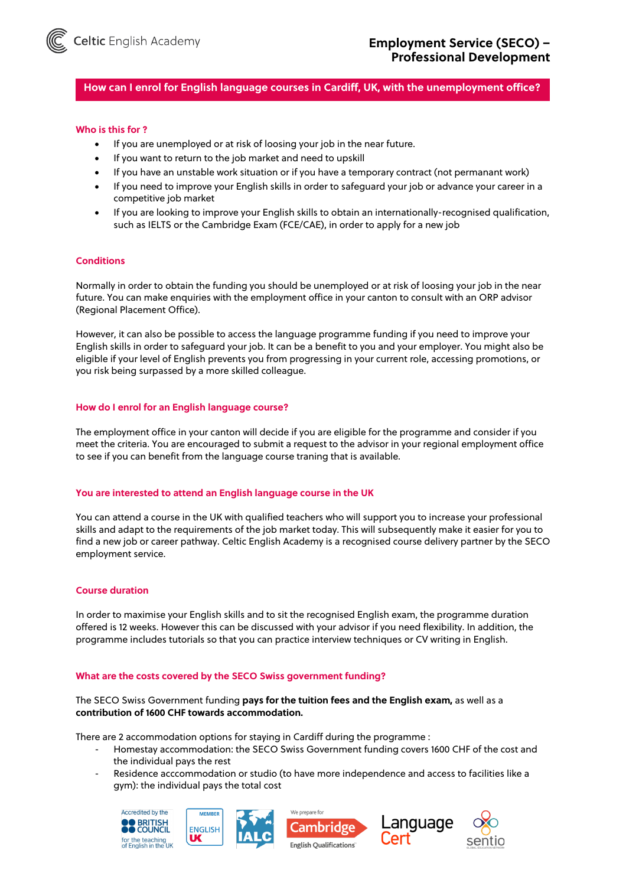Celtic English Academy

# Employment Service (SECO) – Professional Development

## How can I enrol for English language courses in Cardiff, UK, with the unemployment office?

### Who is this for ?

- If you are unemployed or at risk of loosing your job in the near future.
- If you want to return to the job market and need to upskill
- If you have an unstable work situation or if you have a temporary contract (not permanant work)
- If you need to improve your English skills in order to safeguard your job or advance your career in a competitive job market
- If you are looking to improve your English skills to obtain an internationally-recognised qualification, such as IELTS or the Cambridge Exam (FCE/CAE), in order to apply for a new job

### Conditions

Normally in order to obtain the funding you should be unemployed or at risk of loosing your job in the near future. You can make enquiries with the employment office in your canton to consult with an ORP advisor (Regional Placement Office).

However, it can also be possible to access the language programme funding if you need to improve your English skills in order to safeguard your job. It can be a benefit to you and your employer. You might also be eligible if your level of English prevents you from progressing in your current role, accessing promotions, or you risk being surpassed by a more skilled colleague.

### How do I enrol for an English language course?

The employment office in your canton will decide if you are eligible for the programme and consider if you meet the criteria. You are encouraged to submit a request to the advisor in your regional employment office to see if you can benefit from the language course traning that is available.

### You are interested to attend an English language course in the UK

You can attend a course in the UK with qualified teachers who will support you to increase your professional skills and adapt to the requirements of the job market today. This will subsequently make it easier for you to find a new job or career pathway. Celtic English Academy is a recognised course delivery partner by the SECO employment service.

### Course duration

In order to maximise your English skills and to sit the recognised English exam, the programme duration offered is 12 weeks. However this can be discussed with your advisor if you need flexibility. In addition, the programme includes tutorials so that you can practice interview techniques or CV writing in English.

### What are the costs covered by the SECO Swiss government funding?

The SECO Swiss Government funding **pays for the tuition fees and the English exam,** as well as a **contribution of 1600 CHF towards accommodation.**

There are 2 accommodation options for staying in Cardiff during the programme :

- Homestay accommodation: the SECO Swiss Government funding covers 1600 CHF of the cost and the individual pays the rest
- Residence acccommodation or studio (to have more independence and access to facilities like a gym): the individual pays the total cost

Accredited by the BRITISH COUNCIL for the teaching of English in the UK | MEMBER ENGLISH UK | IALC | We prepare for Cambridge English Qualifications | LanguageCert | sentio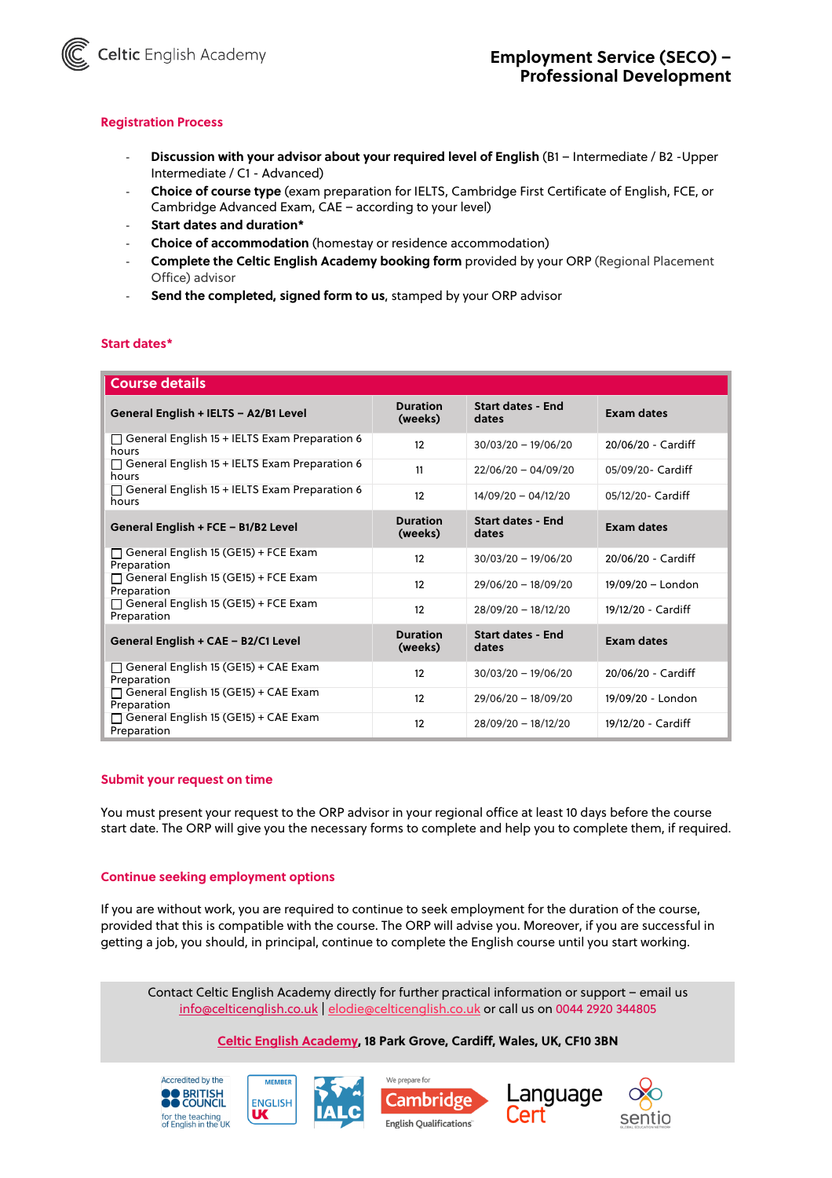# Employment Service (SECO) – Professional Development

## Registration Process

- **Discussion with your advisor about your required level of English** (B1 – Intermediate / B2 -Upper Intermediate / C1 - Advanced)
- **Choice of course type** (exam preparation for IELTS, Cambridge First Certificate of English, FCE, or Cambridge Advanced Exam, CAE – according to your level)
- **Start dates and duration***
- **Choice of accommodation** (homestay or residence accommodation)
- **Complete the Celtic English Academy booking form** provided by your ORP (Regional Placement Office) advisor
- **Send the completed, signed form to us**, stamped by your ORP advisor

## Start dates*

| Course details | | | |
|---|---|---|---|
| **General English + IELTS – A2/B1 Level** | **Duration (weeks)** | **Start dates - End dates** | **Exam dates** |
| ☐ General English 15 + IELTS Exam Preparation 6 hours | 12 | 30/03/20 – 19/06/20 | 20/06/20 - Cardiff |
| ☐ General English 15 + IELTS Exam Preparation 6 hours | 11 | 22/06/20 – 04/09/20 | 05/09/20- Cardiff |
| ☐ General English 15 + IELTS Exam Preparation 6 hours | 12 | 14/09/20 – 04/12/20 | 05/12/20- Cardiff |
| **General English + FCE – B1/B2 Level** | **Duration (weeks)** | **Start dates - End dates** | **Exam dates** |
| ☐ General English 15 (GE15) + FCE Exam Preparation | 12 | 30/03/20 – 19/06/20 | 20/06/20 - Cardiff |
| ☐ General English 15 (GE15) + FCE Exam Preparation | 12 | 29/06/20 – 18/09/20 | 19/09/20 – London |
| ☐ General English 15 (GE15) + FCE Exam Preparation | 12 | 28/09/20 – 18/12/20 | 19/12/20 - Cardiff |
| **General English + CAE – B2/C1 Level** | **Duration (weeks)** | **Start dates - End dates** | **Exam dates** |
| ☐ General English 15 (GE15) + CAE Exam Preparation | 12 | 30/03/20 – 19/06/20 | 20/06/20 - Cardiff |
| ☐ General English 15 (GE15) + CAE Exam Preparation | 12 | 29/06/20 – 18/09/20 | 19/09/20 - London |
| ☐ General English 15 (GE15) + CAE Exam Preparation | 12 | 28/09/20 – 18/12/20 | 19/12/20 - Cardiff |

## Submit your request on time

You must present your request to the ORP advisor in your regional office at least 10 days before the course start date. The ORP will give you the necessary forms to complete and help you to complete them, if required.

## Continue seeking employment options

If you are without work, you are required to continue to seek employment for the duration of the course, provided that this is compatible with the course. The ORP will advise you. Moreover, if you are successful in getting a job, you should, in principal, continue to complete the English course until you start working.

Contact Celtic English Academy directly for further practical information or support – email us info@celticenglish.co.uk | elodie@celticenglish.co.uk or call us on 0044 2920 344805

**Celtic English Academy, 18 Park Grove, Cardiff, Wales, UK, CF10 3BN**